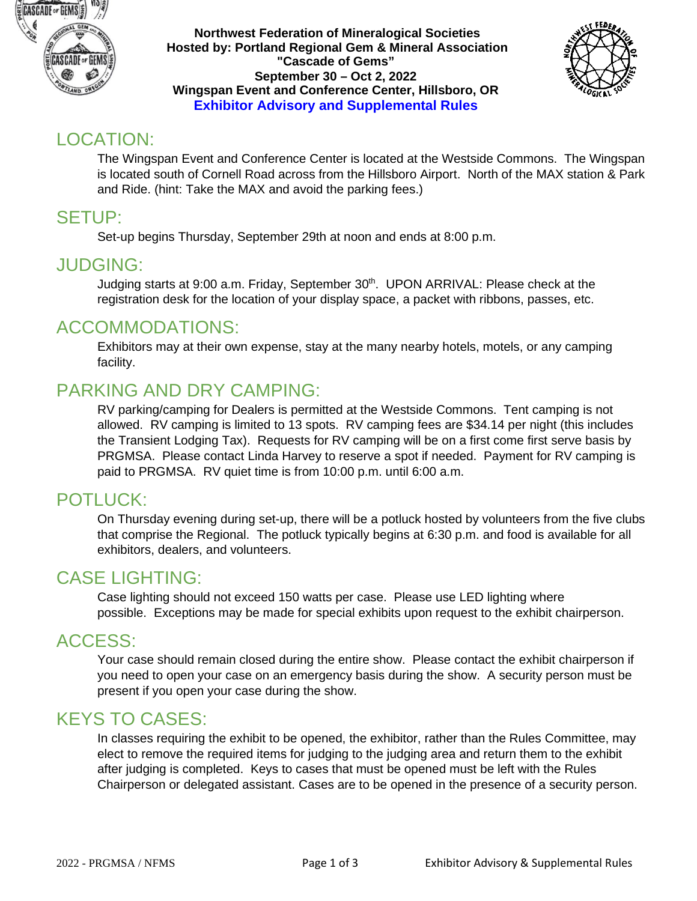**Northwest Federation of Mineralogical Societies**
**Hosted by: Portland Regional Gem & Mineral Association**
**"Cascade of Gems"**
**September 30 – Oct 2, 2022**
**Wingspan Event and Conference Center, Hillsboro, OR**

# Exhibitor Advisory and Supplemental Rules

## LOCATION:

The Wingspan Event and Conference Center is located at the Westside Commons. The Wingspan is located south of Cornell Road across from the Hillsboro Airport. North of the MAX station & Park and Ride. (hint: Take the MAX and avoid the parking fees.)

## SETUP:

Set-up begins Thursday, September 29th at noon and ends at 8:00 p.m.

## JUDGING:

Judging starts at 9:00 a.m. Friday, September 30th. UPON ARRIVAL: Please check at the registration desk for the location of your display space, a packet with ribbons, passes, etc.

## ACCOMMODATIONS:

Exhibitors may at their own expense, stay at the many nearby hotels, motels, or any camping facility.

## PARKING AND DRY CAMPING:

RV parking/camping for Dealers is permitted at the Westside Commons. Tent camping is not allowed. RV camping is limited to 13 spots. RV camping fees are $34.14 per night (this includes the Transient Lodging Tax). Requests for RV camping will be on a first come first serve basis by PRGMSA. Please contact Linda Harvey to reserve a spot if needed. Payment for RV camping is paid to PRGMSA. RV quiet time is from 10:00 p.m. until 6:00 a.m.

## POTLUCK:

On Thursday evening during set-up, there will be a potluck hosted by volunteers from the five clubs that comprise the Regional. The potluck typically begins at 6:30 p.m. and food is available for all exhibitors, dealers, and volunteers.

## CASE LIGHTING:

Case lighting should not exceed 150 watts per case. Please use LED lighting where possible. Exceptions may be made for special exhibits upon request to the exhibit chairperson.

## ACCESS:

Your case should remain closed during the entire show. Please contact the exhibit chairperson if you need to open your case on an emergency basis during the show. A security person must be present if you open your case during the show.

## KEYS TO CASES:

In classes requiring the exhibit to be opened, the exhibitor, rather than the Rules Committee, may elect to remove the required items for judging to the judging area and return them to the exhibit after judging is completed. Keys to cases that must be opened must be left with the Rules Chairperson or delegated assistant. Cases are to be opened in the presence of a security person.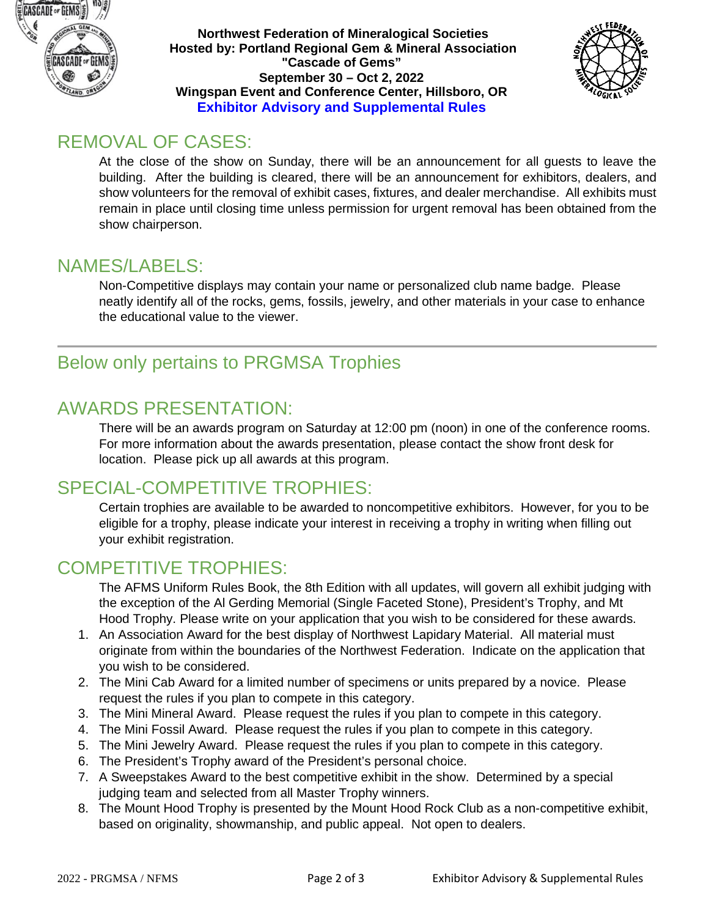**Northwest Federation of Mineralogical Societies**
**Hosted by: Portland Regional Gem & Mineral Association**
**"Cascade of Gems"**
**September 30 – Oct 2, 2022**
**Wingspan Event and Conference Center, Hillsboro, OR**
**Exhibitor Advisory and Supplemental Rules**

## REMOVAL OF CASES:

At the close of the show on Sunday, there will be an announcement for all guests to leave the building. After the building is cleared, there will be an announcement for exhibitors, dealers, and show volunteers for the removal of exhibit cases, fixtures, and dealer merchandise. All exhibits must remain in place until closing time unless permission for urgent removal has been obtained from the show chairperson.

## NAMES/LABELS:

Non-Competitive displays may contain your name or personalized club name badge. Please neatly identify all of the rocks, gems, fossils, jewelry, and other materials in your case to enhance the educational value to the viewer.

---

## Below only pertains to PRGMSA Trophies

## AWARDS PRESENTATION:

There will be an awards program on Saturday at 12:00 pm (noon) in one of the conference rooms. For more information about the awards presentation, please contact the show front desk for location. Please pick up all awards at this program.

## SPECIAL-COMPETITIVE TROPHIES:

Certain trophies are available to be awarded to noncompetitive exhibitors. However, for you to be eligible for a trophy, please indicate your interest in receiving a trophy in writing when filling out your exhibit registration.

## COMPETITIVE TROPHIES:

The AFMS Uniform Rules Book, the 8th Edition with all updates, will govern all exhibit judging with the exception of the Al Gerding Memorial (Single Faceted Stone), President's Trophy, and Mt Hood Trophy. Please write on your application that you wish to be considered for these awards.

1. An Association Award for the best display of Northwest Lapidary Material. All material must originate from within the boundaries of the Northwest Federation. Indicate on the application that you wish to be considered.
2. The Mini Cab Award for a limited number of specimens or units prepared by a novice. Please request the rules if you plan to compete in this category.
3. The Mini Mineral Award. Please request the rules if you plan to compete in this category.
4. The Mini Fossil Award. Please request the rules if you plan to compete in this category.
5. The Mini Jewelry Award. Please request the rules if you plan to compete in this category.
6. The President's Trophy award of the President's personal choice.
7. A Sweepstakes Award to the best competitive exhibit in the show. Determined by a special judging team and selected from all Master Trophy winners.
8. The Mount Hood Trophy is presented by the Mount Hood Rock Club as a non-competitive exhibit, based on originality, showmanship, and public appeal. Not open to dealers.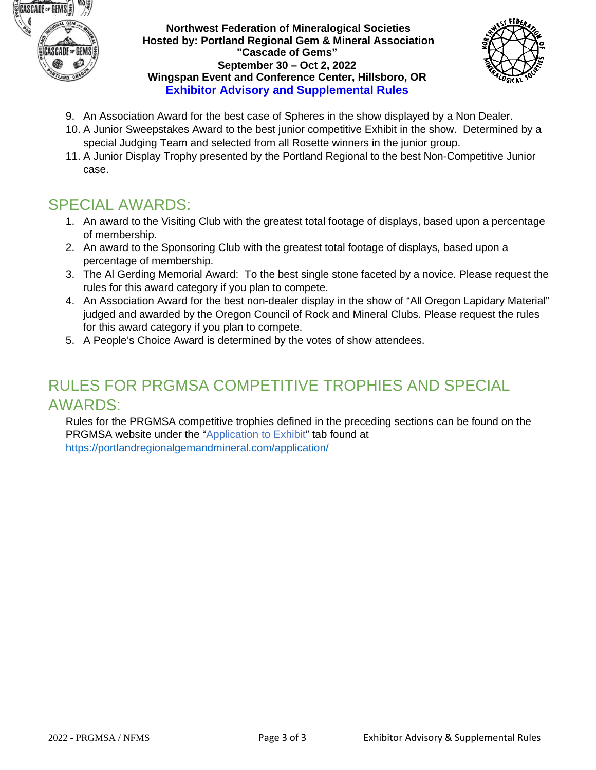9. An Association Award for the best case of Spheres in the show displayed by a Non Dealer.
10. A Junior Sweepstakes Award to the best junior competitive Exhibit in the show. Determined by a special Judging Team and selected from all Rosette winners in the junior group.
11. A Junior Display Trophy presented by the Portland Regional to the best Non-Competitive Junior case.

## SPECIAL AWARDS:

1. An award to the Visiting Club with the greatest total footage of displays, based upon a percentage of membership.
2. An award to the Sponsoring Club with the greatest total footage of displays, based upon a percentage of membership.
3. The Al Gerding Memorial Award: To the best single stone faceted by a novice. Please request the rules for this award category if you plan to compete.
4. An Association Award for the best non-dealer display in the show of "All Oregon Lapidary Material" judged and awarded by the Oregon Council of Rock and Mineral Clubs. Please request the rules for this award category if you plan to compete.
5. A People's Choice Award is determined by the votes of show attendees.

## RULES FOR PRGMSA COMPETITIVE TROPHIES AND SPECIAL AWARDS:

Rules for the PRGMSA competitive trophies defined in the preceding sections can be found on the PRGMSA website under the "Application to Exhibit" tab found at https://portlandregionalgemandmineral.com/application/